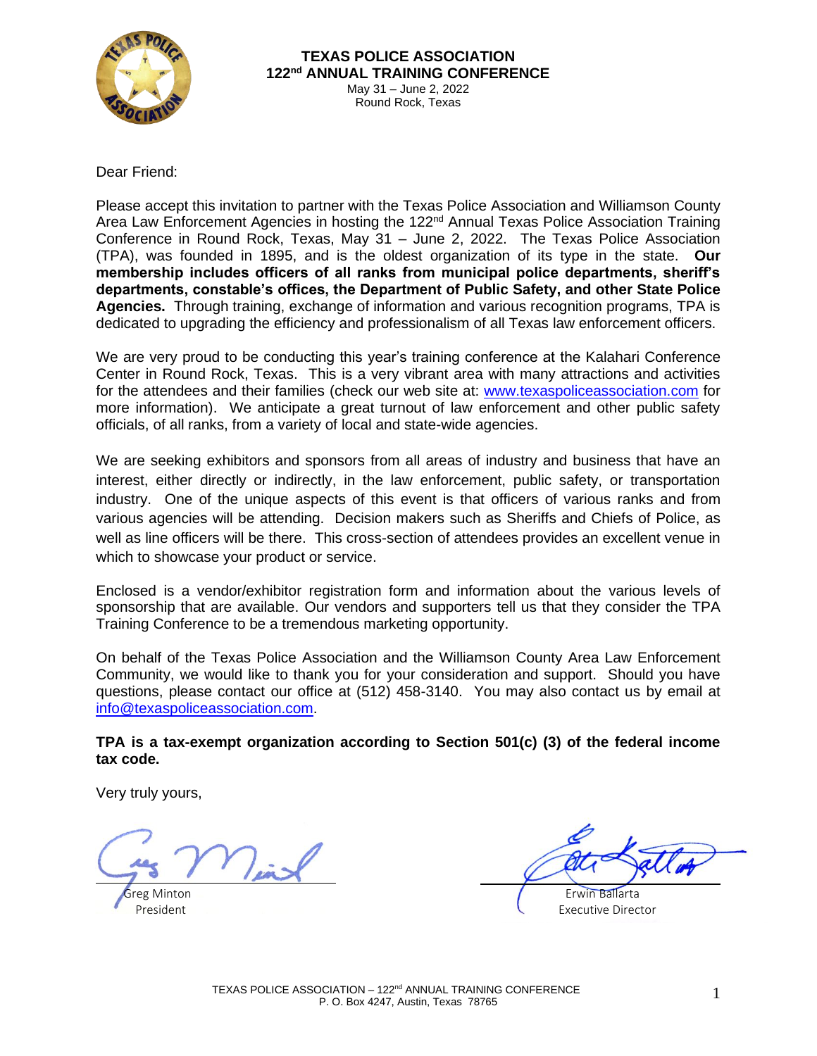# TEXAS POLICE ASSOCIATION
## 122nd ANNUAL TRAINING CONFERENCE

May 31 – June 2, 2022
Round Rock, Texas

Dear Friend:

Please accept this invitation to partner with the Texas Police Association and Williamson County Area Law Enforcement Agencies in hosting the 122nd Annual Texas Police Association Training Conference in Round Rock, Texas, May 31 – June 2, 2022. The Texas Police Association (TPA), was founded in 1895, and is the oldest organization of its type in the state. **Our membership includes officers of all ranks from municipal police departments, sheriff's departments, constable's offices, the Department of Public Safety, and other State Police Agencies.** Through training, exchange of information and various recognition programs, TPA is dedicated to upgrading the efficiency and professionalism of all Texas law enforcement officers.

We are very proud to be conducting this year's training conference at the Kalahari Conference Center in Round Rock, Texas. This is a very vibrant area with many attractions and activities for the attendees and their families (check our web site at: www.texaspoliceassociation.com for more information). We anticipate a great turnout of law enforcement and other public safety officials, of all ranks, from a variety of local and state-wide agencies.

We are seeking exhibitors and sponsors from all areas of industry and business that have an interest, either directly or indirectly, in the law enforcement, public safety, or transportation industry. One of the unique aspects of this event is that officers of various ranks and from various agencies will be attending. Decision makers such as Sheriffs and Chiefs of Police, as well as line officers will be there. This cross-section of attendees provides an excellent venue in which to showcase your product or service.

Enclosed is a vendor/exhibitor registration form and information about the various levels of sponsorship that are available. Our vendors and supporters tell us that they consider the TPA Training Conference to be a tremendous marketing opportunity.

On behalf of the Texas Police Association and the Williamson County Area Law Enforcement Community, we would like to thank you for your consideration and support. Should you have questions, please contact our office at (512) 458-3140. You may also contact us by email at info@texaspoliceassociation.com.

**TPA is a tax-exempt organization according to Section 501(c) (3) of the federal income tax code.**

Very truly yours,

Greg Minton
President

Erwin Ballarta
Executive Director

TEXAS POLICE ASSOCIATION – 122nd ANNUAL TRAINING CONFERENCE
P. O. Box 4247, Austin, Texas 78765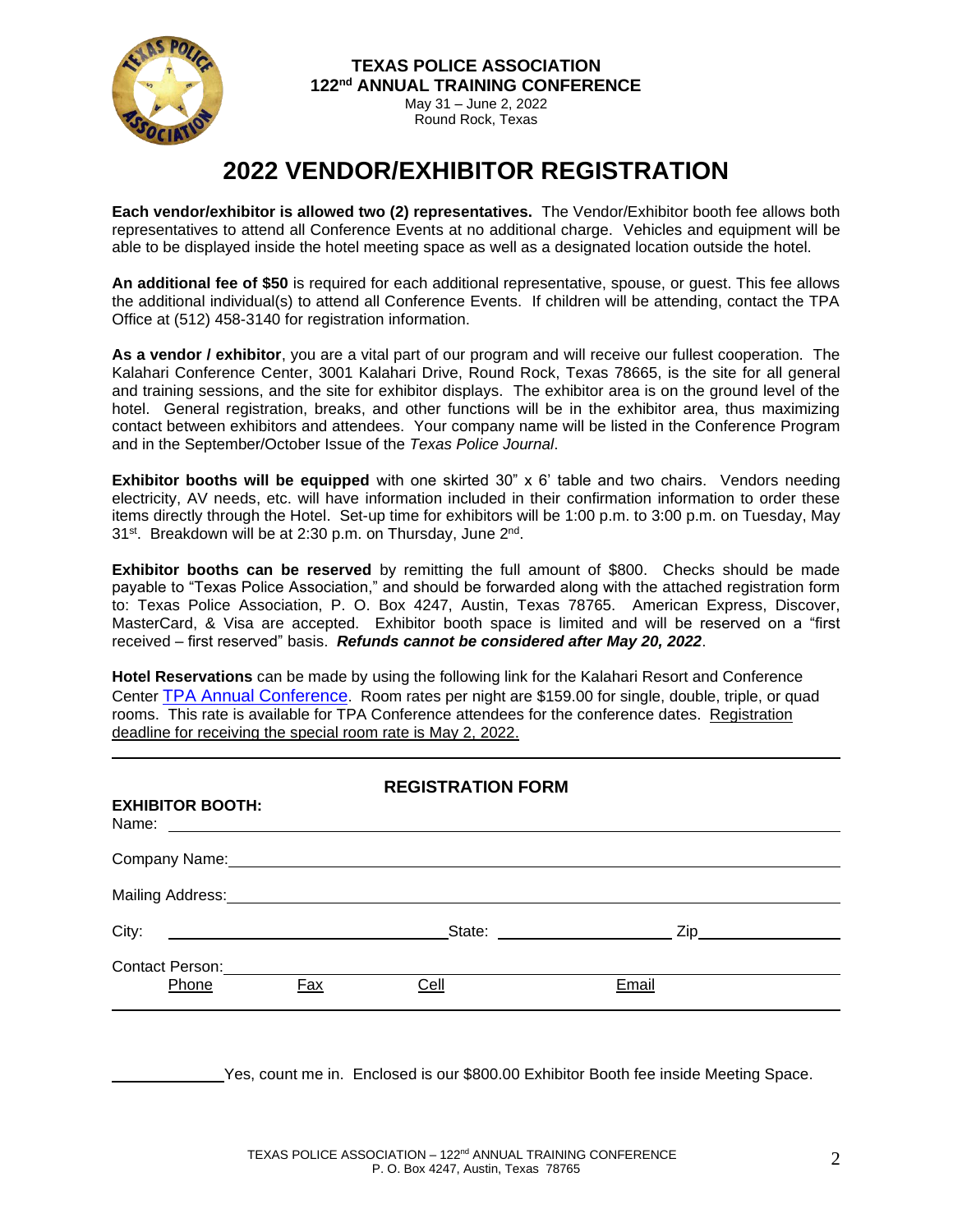**TEXAS POLICE ASSOCIATION**
**122nd ANNUAL TRAINING CONFERENCE**
May 31 – June 2, 2022
Round Rock, Texas

# 2022 VENDOR/EXHIBITOR REGISTRATION

**Each vendor/exhibitor is allowed two (2) representatives.** The Vendor/Exhibitor booth fee allows both representatives to attend all Conference Events at no additional charge. Vehicles and equipment will be able to be displayed inside the hotel meeting space as well as a designated location outside the hotel.

**An additional fee of $50** is required for each additional representative, spouse, or guest. This fee allows the additional individual(s) to attend all Conference Events. If children will be attending, contact the TPA Office at (512) 458-3140 for registration information.

**As a vendor / exhibitor**, you are a vital part of our program and will receive our fullest cooperation. The Kalahari Conference Center, 3001 Kalahari Drive, Round Rock, Texas 78665, is the site for all general and training sessions, and the site for exhibitor displays. The exhibitor area is on the ground level of the hotel. General registration, breaks, and other functions will be in the exhibitor area, thus maximizing contact between exhibitors and attendees. Your company name will be listed in the Conference Program and in the September/October Issue of the *Texas Police Journal*.

**Exhibitor booths will be equipped** with one skirted 30" x 6' table and two chairs. Vendors needing electricity, AV needs, etc. will have information included in their confirmation information to order these items directly through the Hotel. Set-up time for exhibitors will be 1:00 p.m. to 3:00 p.m. on Tuesday, May 31st. Breakdown will be at 2:30 p.m. on Thursday, June 2nd.

**Exhibitor booths can be reserved** by remitting the full amount of $800. Checks should be made payable to "Texas Police Association," and should be forwarded along with the attached registration form to: Texas Police Association, P. O. Box 4247, Austin, Texas 78765. American Express, Discover, MasterCard, & Visa are accepted. Exhibitor booth space is limited and will be reserved on a "first received – first reserved" basis. ***Refunds cannot be considered after May 20, 2022***.

**Hotel Reservations** can be made by using the following link for the Kalahari Resort and Conference Center TPA Annual Conference. Room rates per night are $159.00 for single, double, triple, or quad rooms. This rate is available for TPA Conference attendees for the conference dates. Registration deadline for receiving the special room rate is May 2, 2022.

---

## REGISTRATION FORM

**EXHIBITOR BOOTH:**

Name: ____________________________________________

Company Name: ____________________________________________

Mailing Address: ____________________________________________

City: ____________________ State: ____________________ Zip ____________

Contact Person: ____________________________________________

Phone Fax Cell Email

---

____________ Yes, count me in. Enclosed is our $800.00 Exhibitor Booth fee inside Meeting Space.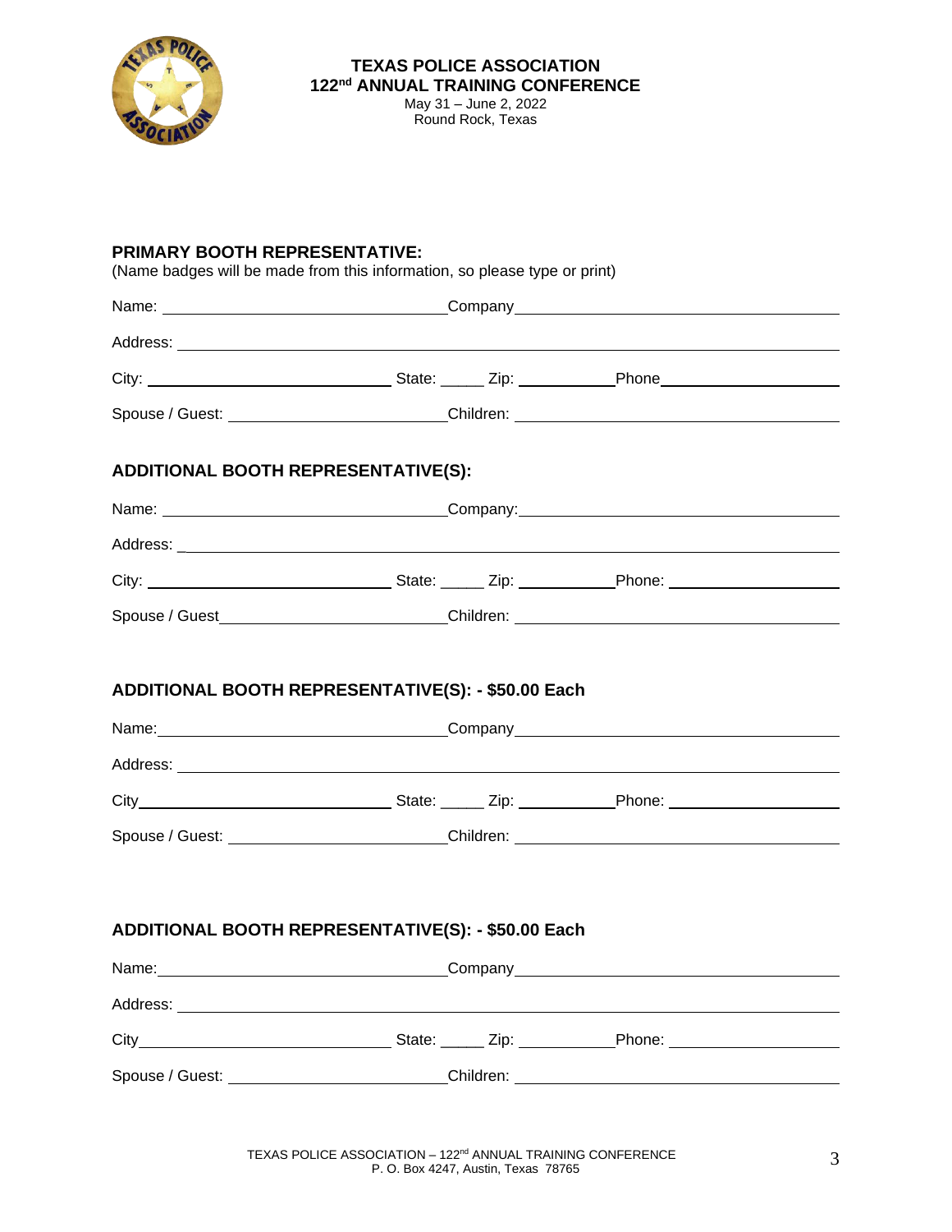**TEXAS POLICE ASSOCIATION**
**122nd ANNUAL TRAINING CONFERENCE**
May 31 – June 2, 2022
Round Rock, Texas

## PRIMARY BOOTH REPRESENTATIVE:

(Name badges will be made from this information, so please type or print)

Name: ______________________________ Company ______________________________

Address: ______________________________________________________________

City: ______________________ State: _____ Zip: __________ Phone ________________

Spouse / Guest: ______________________ Children: ____________________________

## ADDITIONAL BOOTH REPRESENTATIVE(S):

Name: ______________________________ Company: ______________________________

Address: _______________________________________________________________

City: ______________________ State: _____ Zip: __________ Phone: ________________

Spouse / Guest ______________________ Children: ____________________________

## ADDITIONAL BOOTH REPRESENTATIVE(S): - $50.00 Each

Name: ______________________________ Company ______________________________

Address: ______________________________________________________________

City ______________________ State: _____ Zip: __________ Phone: ________________

Spouse / Guest: ______________________ Children: ____________________________

## ADDITIONAL BOOTH REPRESENTATIVE(S): - $50.00 Each

Name: ______________________________ Company ______________________________

Address: ______________________________________________________________

City ______________________ State: _____ Zip: __________ Phone: ________________

Spouse / Guest: ______________________ Children: ____________________________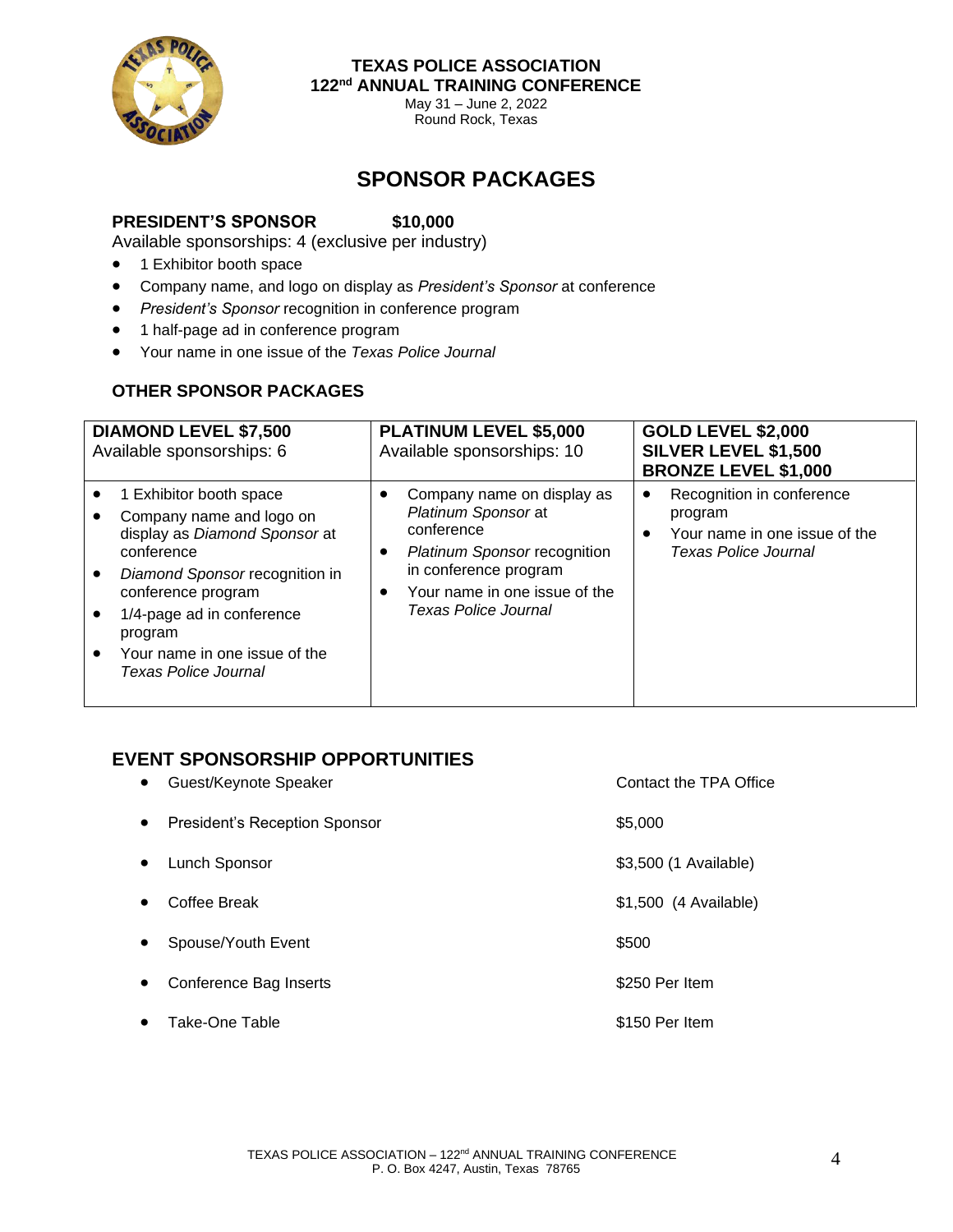**TEXAS POLICE ASSOCIATION**
**122nd ANNUAL TRAINING CONFERENCE**
May 31 – June 2, 2022
Round Rock, Texas

# SPONSOR PACKAGES

**PRESIDENT'S SPONSOR $10,000**
Available sponsorships: 4 (exclusive per industry)

- 1 Exhibitor booth space
- Company name, and logo on display as *President's Sponsor* at conference
- *President's Sponsor* recognition in conference program
- 1 half-page ad in conference program
- Your name in one issue of the *Texas Police Journal*

### OTHER SPONSOR PACKAGES

| **DIAMOND LEVEL $7,500**<br>Available sponsorships: 6 | **PLATINUM LEVEL $5,000**<br>Available sponsorships: 10 | **GOLD LEVEL $2,000**<br>**SILVER LEVEL $1,500**<br>**BRONZE LEVEL $1,000** |
|---|---|---|
| • 1 Exhibitor booth space<br>• Company name and logo on display as *Diamond Sponsor* at conference<br>• *Diamond Sponsor* recognition in conference program<br>• 1/4-page ad in conference program<br>• Your name in one issue of the *Texas Police Journal* | • Company name on display as *Platinum Sponsor* at conference<br>• *Platinum Sponsor* recognition in conference program<br>• Your name in one issue of the *Texas Police Journal* | • Recognition in conference program<br>• Your name in one issue of the *Texas Police Journal* |

### EVENT SPONSORSHIP OPPORTUNITIES

- Guest/Keynote Speaker — Contact the TPA Office
- President's Reception Sponsor — $5,000
- Lunch Sponsor — $3,500 (1 Available)
- Coffee Break — $1,500 (4 Available)
- Spouse/Youth Event — $500
- Conference Bag Inserts — $250 Per Item
- Take-One Table — $150 Per Item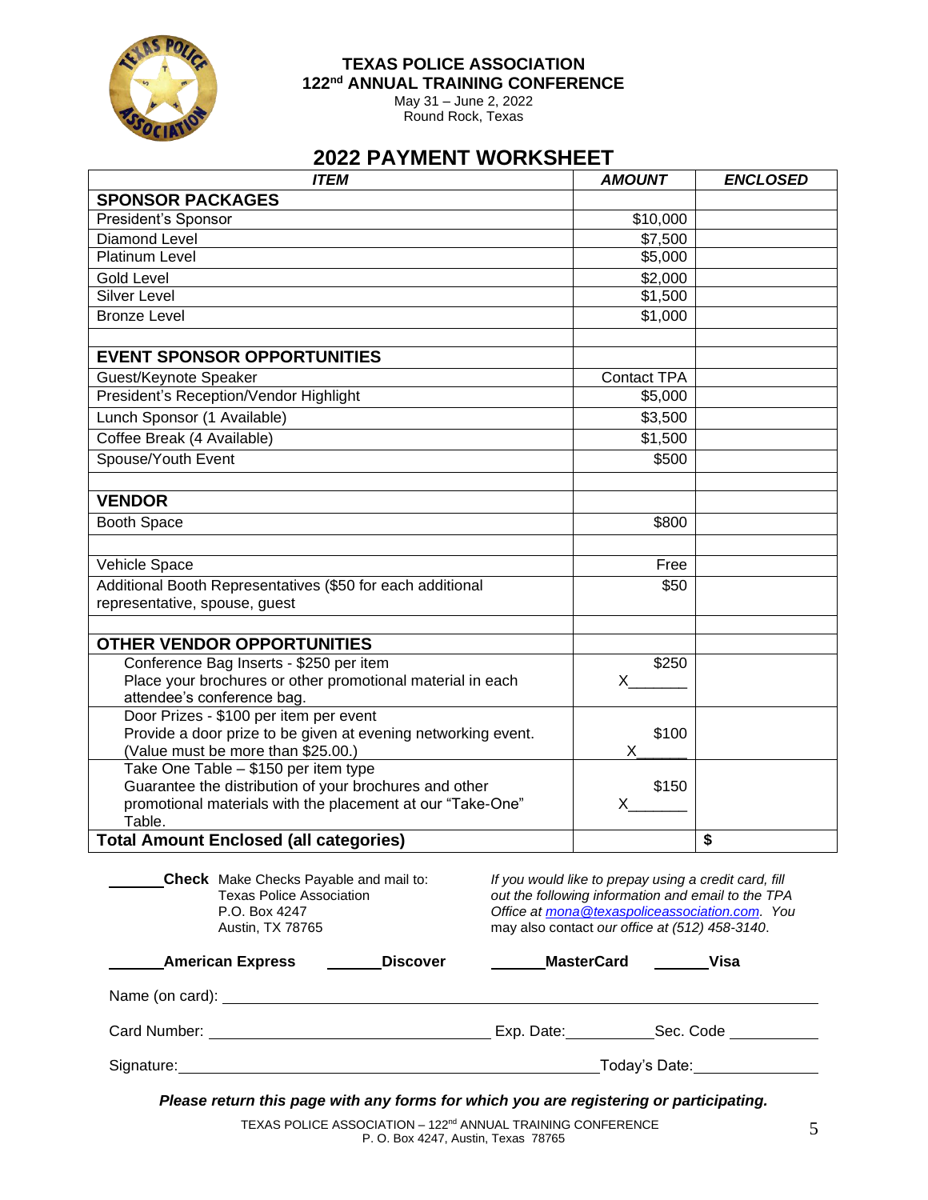**TEXAS POLICE ASSOCIATION**
**122nd ANNUAL TRAINING CONFERENCE**
May 31 – June 2, 2022
Round Rock, Texas

# 2022 PAYMENT WORKSHEET

| ***ITEM*** | ***AMOUNT*** | ***ENCLOSED*** |
|---|---|---|
| **SPONSOR PACKAGES** | | |
| President's Sponsor | $10,000 | |
| Diamond Level | $7,500 | |
| Platinum Level | $5,000 | |
| Gold Level | $2,000 | |
| Silver Level | $1,500 | |
| Bronze Level | $1,000 | |
| | | |
| **EVENT SPONSOR OPPORTUNITIES** | | |
| Guest/Keynote Speaker | Contact TPA | |
| President's Reception/Vendor Highlight | $5,000 | |
| Lunch Sponsor (1 Available) | $3,500 | |
| Coffee Break (4 Available) | $1,500 | |
| Spouse/Youth Event | $500 | |
| | | |
| **VENDOR** | | |
| Booth Space | $800 | |
| | | |
| Vehicle Space | Free | |
| Additional Booth Representatives ($50 for each additional representative, spouse, guest | $50 | |
| | | |
| **OTHER VENDOR OPPORTUNITIES** | | |
| Conference Bag Inserts - $250 per item<br>Place your brochures or other promotional material in each attendee's conference bag. | $250<br>X_______ | |
| Door Prizes - $100 per item per event<br>Provide a door prize to be given at evening networking event. (Value must be more than $25.00.) | $100<br>X______ | |
| Take One Table – $150 per item type<br>Guarantee the distribution of your brochures and other promotional materials with the placement at our "Take-One" Table. | $150<br>X_______ | |
| **Total Amount Enclosed (all categories)** | | **$** |

______**Check** Make Checks Payable and mail to:
Texas Police Association
P.O. Box 4247
Austin, TX 78765

*If you would like to prepay using a credit card, fill out the following information and email to the TPA Office at mona@texaspoliceassociation.com. You may also contact our office at (512) 458-3140.*

______**American Express** ______**Discover** ______**MasterCard** ______**Visa**

Name (on card): ______________________________

Card Number: ______________________ Exp. Date: __________ Sec. Code __________

Signature: ______________________________ Today's Date: ______________

***Please return this page with any forms for which you are registering or participating.***